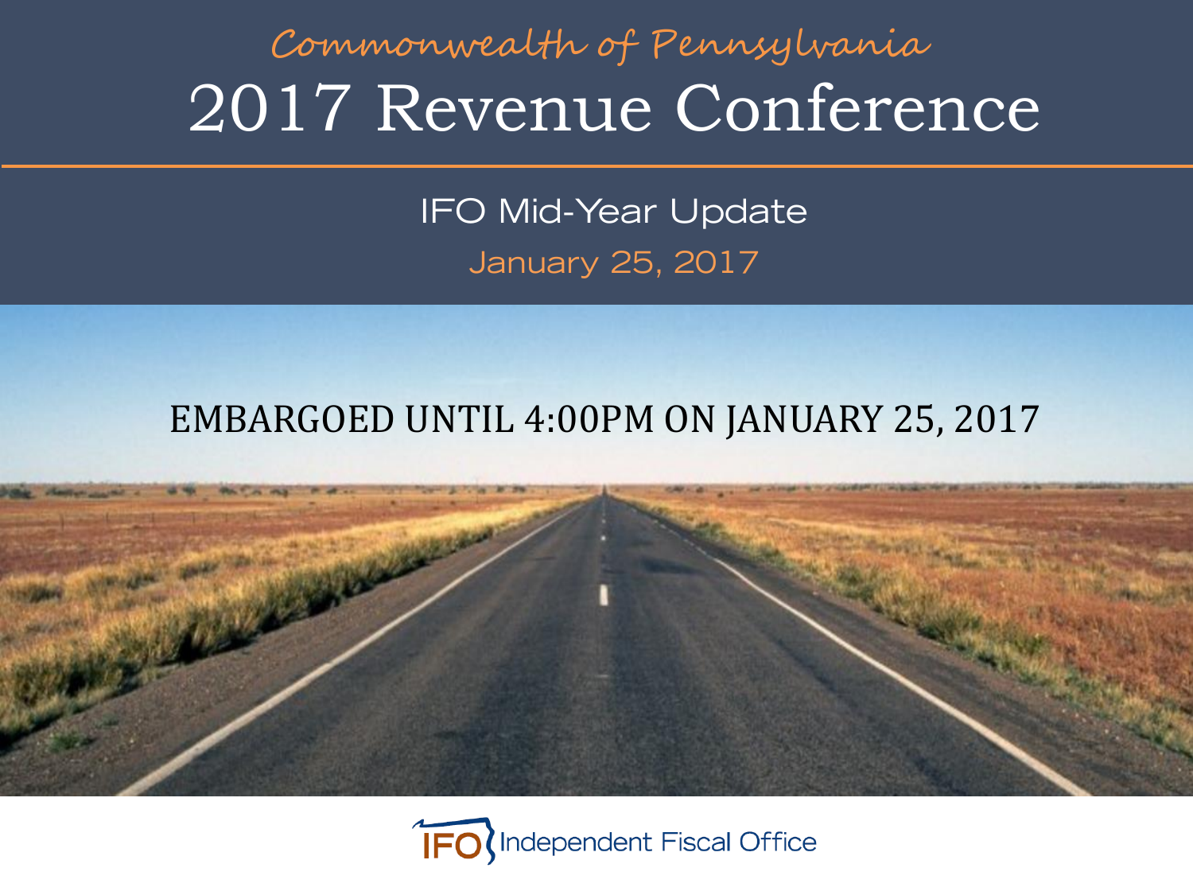Commonwealth of Pennsylvania

# 2017 Revenue Conference

## IFO Mid-Year Update

January 25, 2017

EMBARGOED UNTIL 4:00PM ON JANUARY 25, 2017

IFO Independent Fiscal Office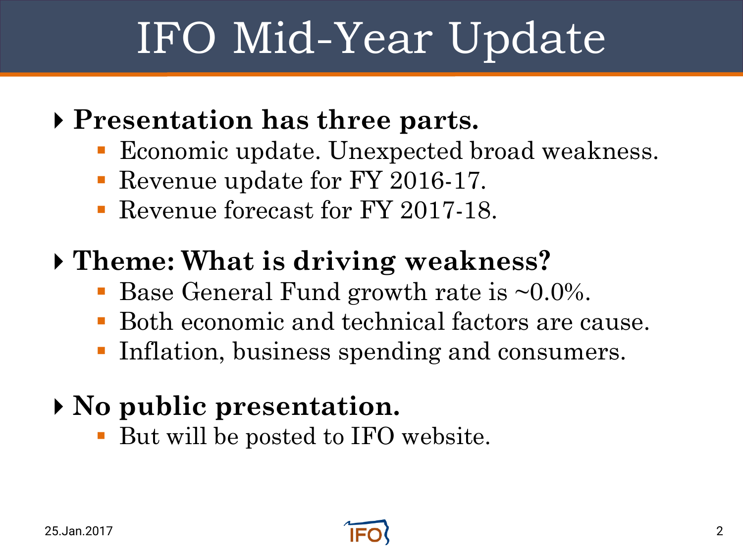# IFO Mid-Year Update

- **Presentation has three parts.**
  - Economic update. Unexpected broad weakness.
  - Revenue update for FY 2016-17.
  - Revenue forecast for FY 2017-18.
- **Theme: What is driving weakness?**
  - Base General Fund growth rate is ~0.0%.
  - Both economic and technical factors are cause.
  - Inflation, business spending and consumers.
- **No public presentation.**
  - But will be posted to IFO website.

25.Jan.2017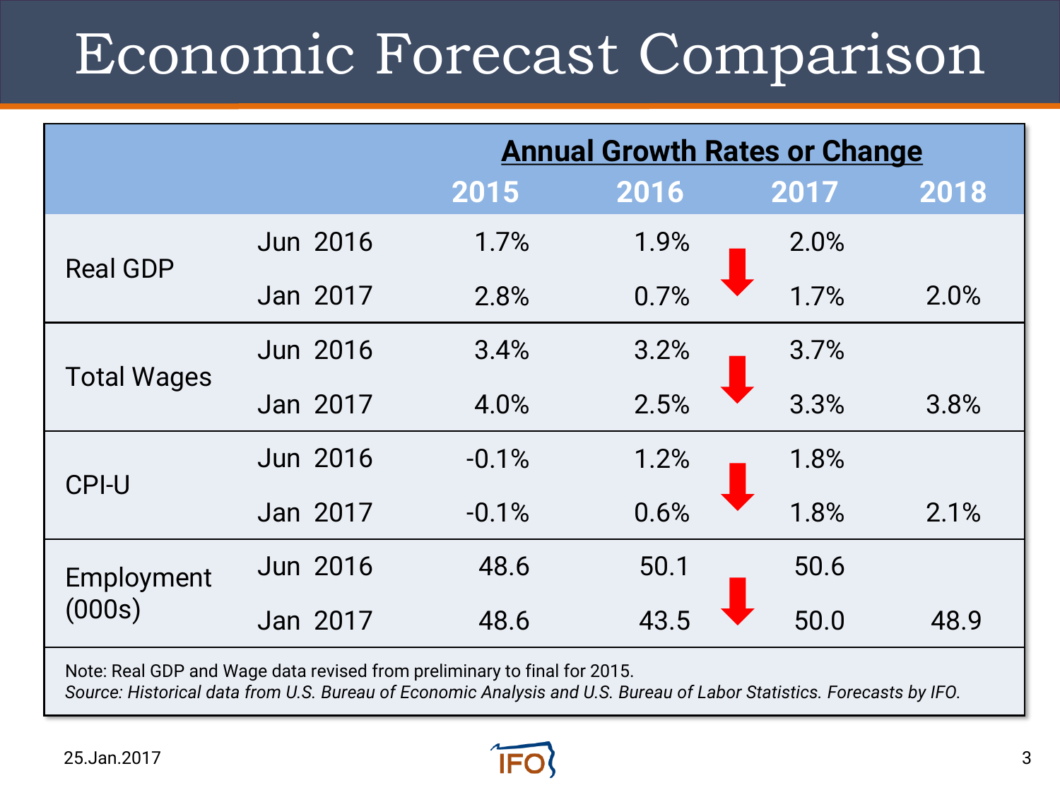# Economic Forecast Comparison

| | | Annual Growth Rates or Change | | | |
|---|---|---|---|---|---|
| | | 2015 | 2016 | 2017 | 2018 |
| Real GDP | Jun 2016 | 1.7% | 1.9% | 2.0% | |
| | Jan 2017 | 2.8% | 0.7% | 1.7% | 2.0% |
| Total Wages | Jun 2016 | 3.4% | 3.2% | 3.7% | |
| | Jan 2017 | 4.0% | 2.5% | 3.3% | 3.8% |
| CPI-U | Jun 2016 | -0.1% | 1.2% | 1.8% | |
| | Jan 2017 | -0.1% | 0.6% | 1.8% | 2.1% |
| Employment (000s) | Jun 2016 | 48.6 | 50.1 | 50.6 | |
| | Jan 2017 | 48.6 | 43.5 | 50.0 | 48.9 |

Note: Real GDP and Wage data revised from preliminary to final for 2015.

*Source: Historical data from U.S. Bureau of Economic Analysis and U.S. Bureau of Labor Statistics. Forecasts by IFO.*

25.Jan.2017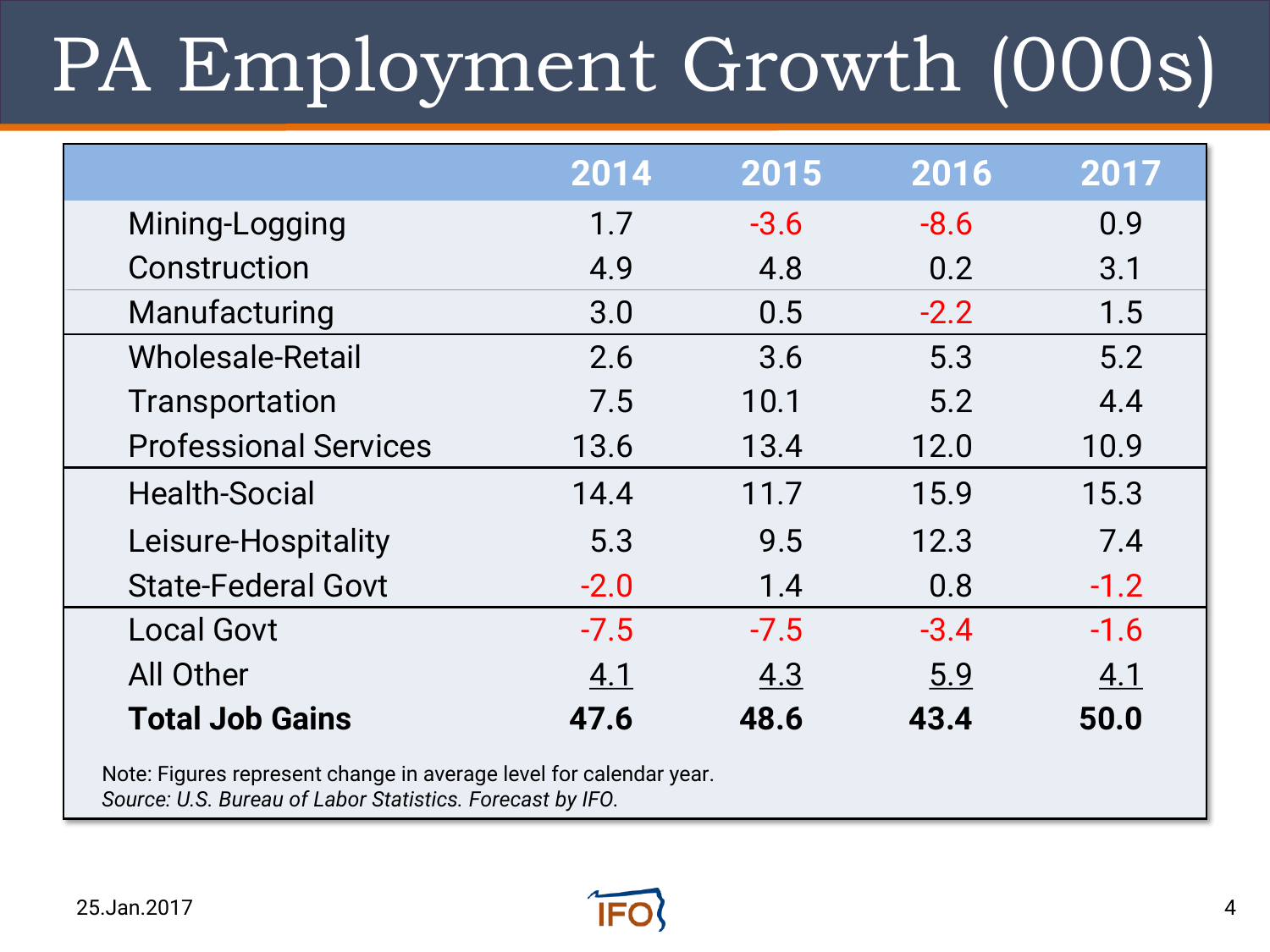# PA Employment Growth (000s)

| | 2014 | 2015 | 2016 | 2017 |
|---|---|---|---|---|
| Mining-Logging | 1.7 | -3.6 | -8.6 | 0.9 |
| Construction | 4.9 | 4.8 | 0.2 | 3.1 |
| Manufacturing | 3.0 | 0.5 | -2.2 | 1.5 |
| Wholesale-Retail | 2.6 | 3.6 | 5.3 | 5.2 |
| Transportation | 7.5 | 10.1 | 5.2 | 4.4 |
| Professional Services | 13.6 | 13.4 | 12.0 | 10.9 |
| Health-Social | 14.4 | 11.7 | 15.9 | 15.3 |
| Leisure-Hospitality | 5.3 | 9.5 | 12.3 | 7.4 |
| State-Federal Govt | -2.0 | 1.4 | 0.8 | -1.2 |
| Local Govt | -7.5 | -7.5 | -3.4 | -1.6 |
| All Other | 4.1 | 4.3 | 5.9 | 4.1 |
| **Total Job Gains** | **47.6** | **48.6** | **43.4** | **50.0** |

Note: Figures represent change in average level for calendar year.
*Source: U.S. Bureau of Labor Statistics. Forecast by IFO.*

25.Jan.2017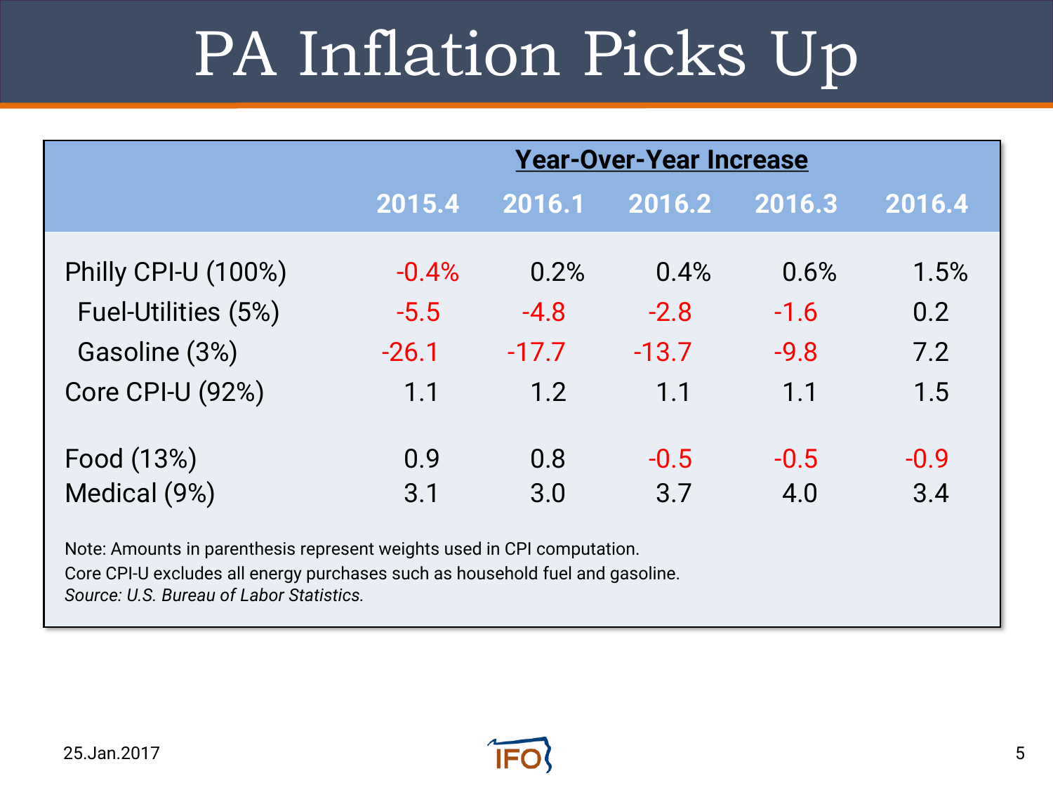# PA Inflation Picks Up

| | Year-Over-Year Increase | | | | |
|---|---|---|---|---|---|
| | 2015.4 | 2016.1 | 2016.2 | 2016.3 | 2016.4 |
| Philly CPI-U (100%) | -0.4% | 0.2% | 0.4% | 0.6% | 1.5% |
| Fuel-Utilities (5%) | -5.5 | -4.8 | -2.8 | -1.6 | 0.2 |
| Gasoline (3%) | -26.1 | -17.7 | -13.7 | -9.8 | 7.2 |
| Core CPI-U (92%) | 1.1 | 1.2 | 1.1 | 1.1 | 1.5 |
| Food (13%) | 0.9 | 0.8 | -0.5 | -0.5 | -0.9 |
| Medical (9%) | 3.1 | 3.0 | 3.7 | 4.0 | 3.4 |

Note: Amounts in parenthesis represent weights used in CPI computation.
Core CPI-U excludes all energy purchases such as household fuel and gasoline.
*Source: U.S. Bureau of Labor Statistics.*

25.Jan.2017

IFO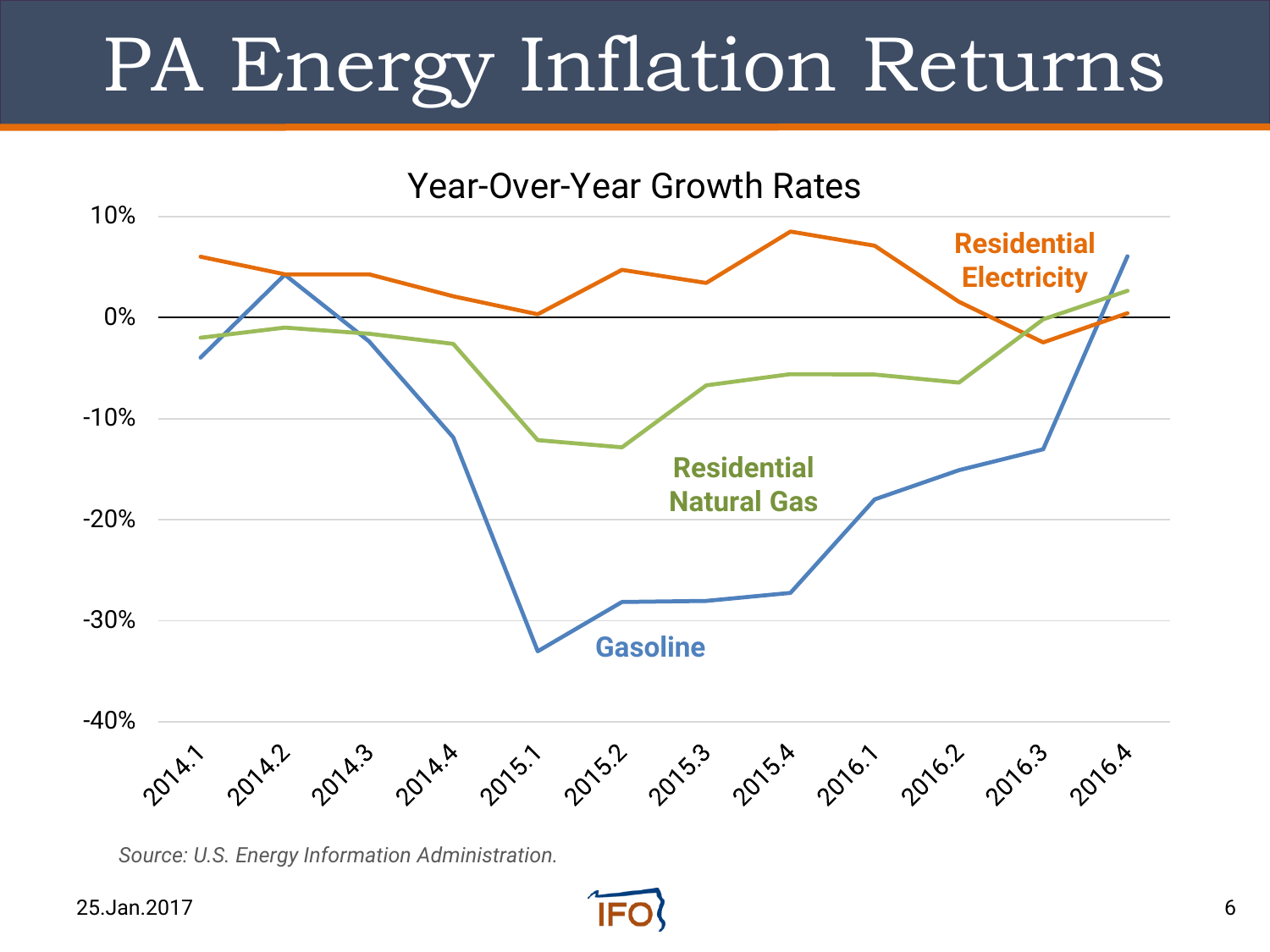# PA Energy Inflation Returns

Year-Over-Year Growth Rates

Residential Electricity

Residential Natural Gas

Gasoline

2014.1 2014.2 2014.3 2014.4 2015.1 2015.2 2015.3 2015.4 2016.1 2016.2 2016.3 2016.4

10% 0% -10% -20% -30% -40%

*Source: U.S. Energy Information Administration.*

25.Jan.2017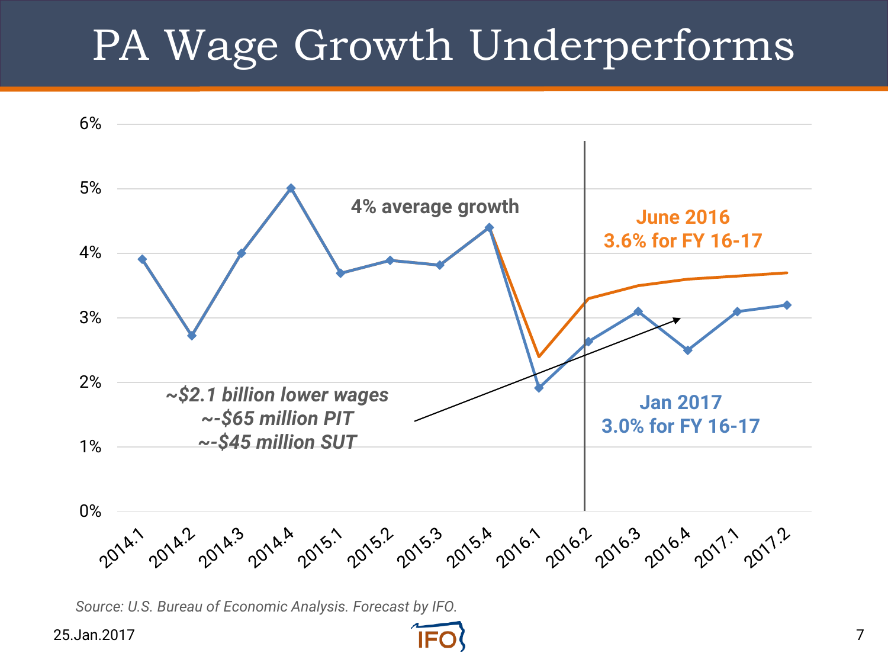# PA Wage Growth Underperforms

6%
5%
4%
3%
2%
1%
0%

4% average growth

June 2016
3.6% for FY 16-17

*~$2.1 billion lower wages*
*~-$65 million PIT*
*~-$45 million SUT*

Jan 2017
3.0% for FY 16-17

2014.1 2014.2 2014.3 2014.4 2015.1 2015.2 2015.3 2015.4 2016.1 2016.2 2016.3 2016.4 2017.1 2017.2

*Source: U.S. Bureau of Economic Analysis. Forecast by IFO.*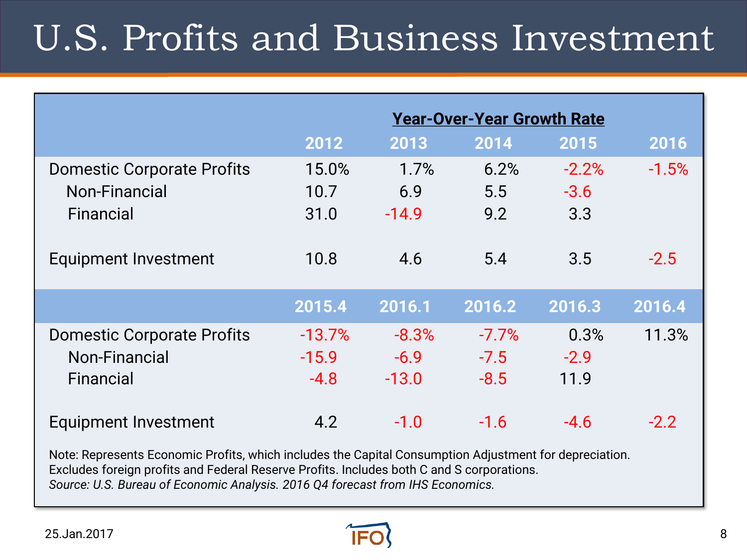# U.S. Profits and Business Investment

| | Year-Over-Year Growth Rate | | | | |
|---|---|---|---|---|---|
| | 2012 | 2013 | 2014 | 2015 | 2016 |
| Domestic Corporate Profits | 15.0% | 1.7% | 6.2% | -2.2% | -1.5% |
| Non-Financial | 10.7 | 6.9 | 5.5 | -3.6 | |
| Financial | 31.0 | -14.9 | 9.2 | 3.3 | |
| Equipment Investment | 10.8 | 4.6 | 5.4 | 3.5 | -2.5 |
| | **2015.4** | **2016.1** | **2016.2** | **2016.3** | **2016.4** |
| Domestic Corporate Profits | -13.7% | -8.3% | -7.7% | 0.3% | 11.3% |
| Non-Financial | -15.9 | -6.9 | -7.5 | -2.9 | |
| Financial | -4.8 | -13.0 | -8.5 | 11.9 | |
| Equipment Investment | 4.2 | -1.0 | -1.6 | -4.6 | -2.2 |

Note: Represents Economic Profits, which includes the Capital Consumption Adjustment for depreciation. Excludes foreign profits and Federal Reserve Profits. Includes both C and S corporations.
*Source: U.S. Bureau of Economic Analysis. 2016 Q4 forecast from IHS Economics.*

25.Jan.2017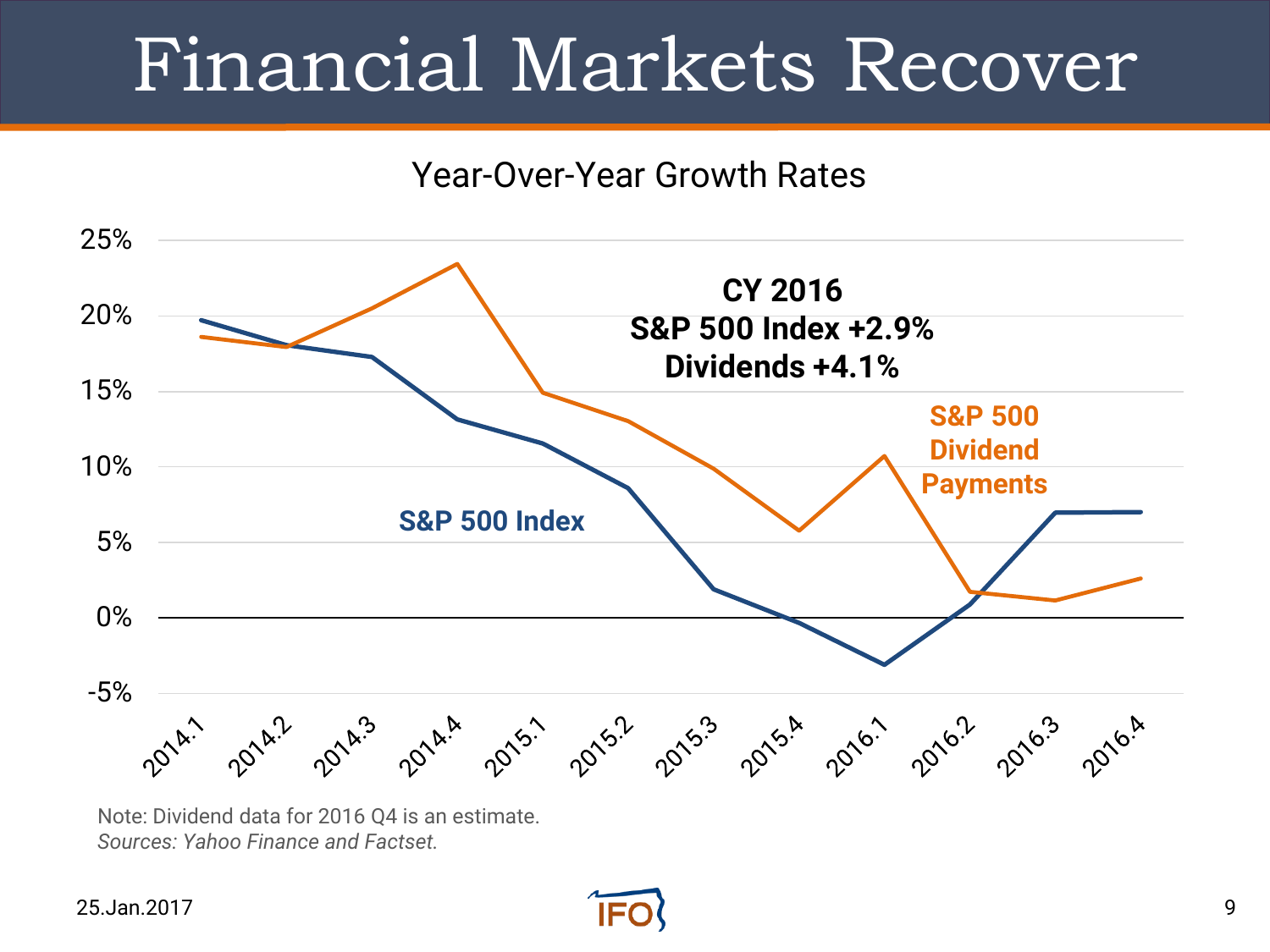# Financial Markets Recover

Year-Over-Year Growth Rates

**CY 2016**
**S&P 500 Index +2.9%**
**Dividends +4.1%**

**S&P 500 Dividend Payments**

**S&P 500 Index**

Note: Dividend data for 2016 Q4 is an estimate.
*Sources: Yahoo Finance and Factset.*

25.Jan.2017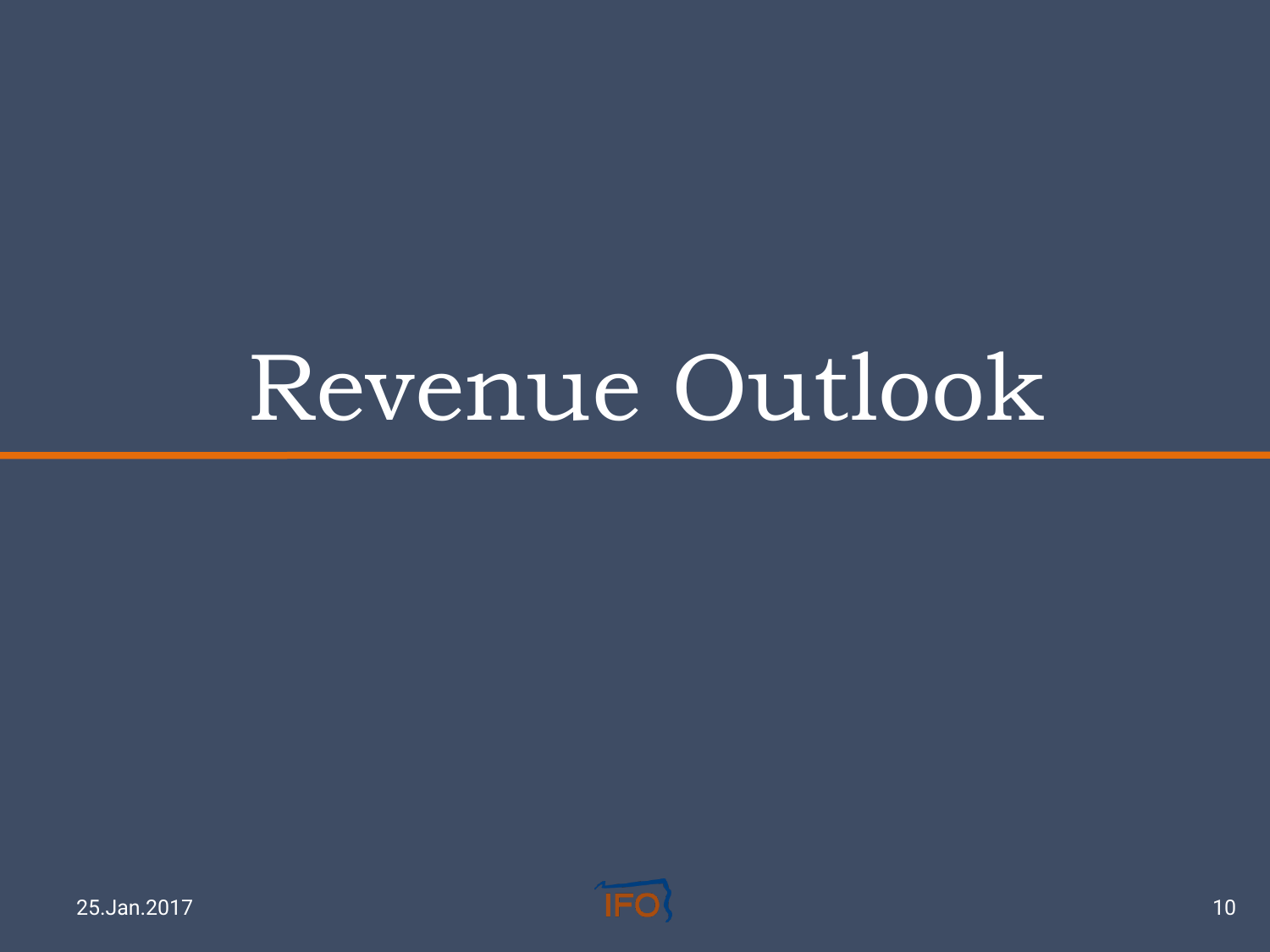# Revenue Outlook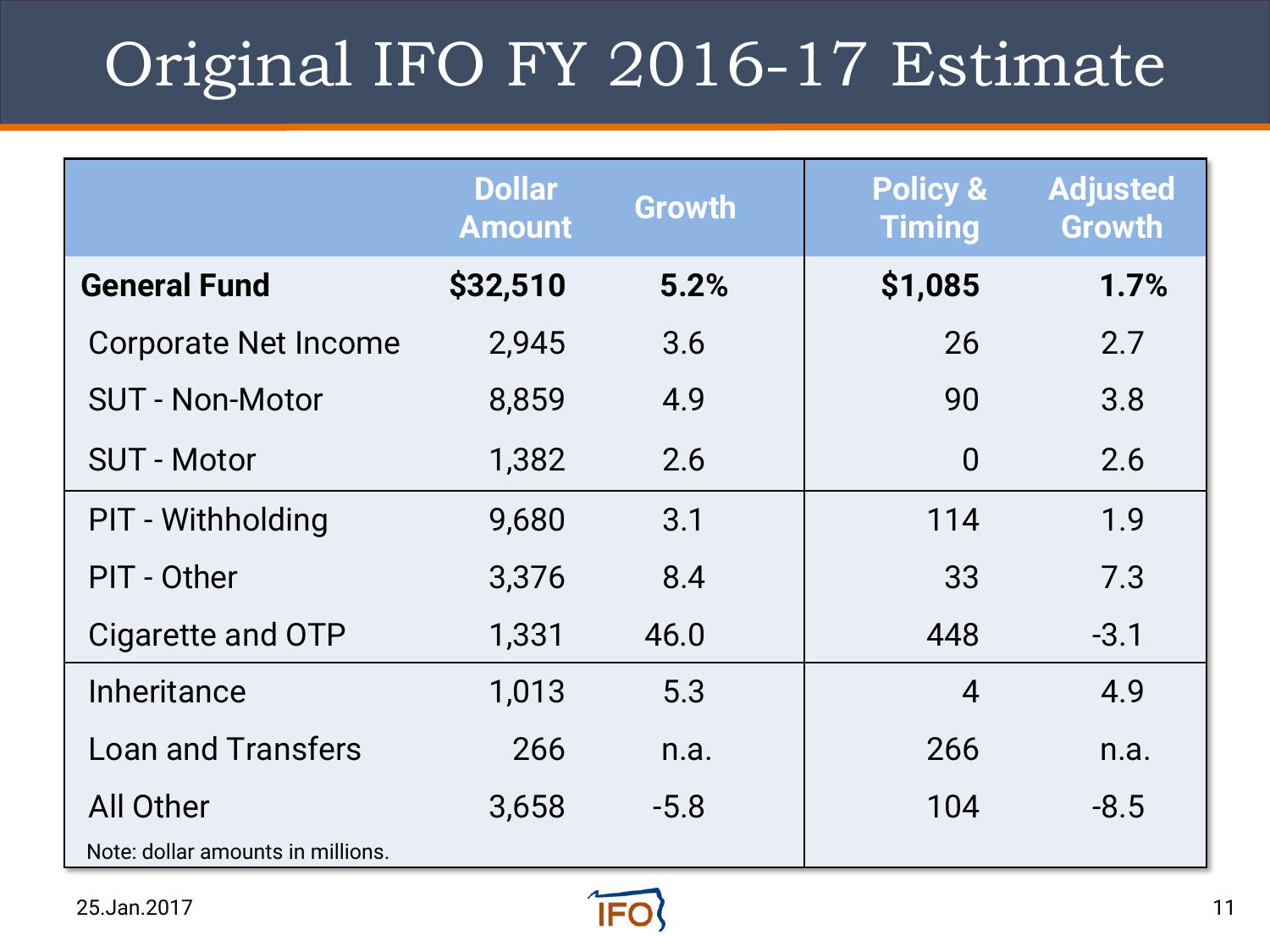# Original IFO FY 2016-17 Estimate

| | Dollar Amount | Growth | Policy & Timing | Adjusted Growth |
|---|---|---|---|---|
| **General Fund** | **$32,510** | **5.2%** | **$1,085** | **1.7%** |
| Corporate Net Income | 2,945 | 3.6 | 26 | 2.7 |
| SUT - Non-Motor | 8,859 | 4.9 | 90 | 3.8 |
| SUT - Motor | 1,382 | 2.6 | 0 | 2.6 |
| PIT - Withholding | 9,680 | 3.1 | 114 | 1.9 |
| PIT - Other | 3,376 | 8.4 | 33 | 7.3 |
| Cigarette and OTP | 1,331 | 46.0 | 448 | -3.1 |
| Inheritance | 1,013 | 5.3 | 4 | 4.9 |
| Loan and Transfers | 266 | n.a. | 266 | n.a. |
| All Other | 3,658 | -5.8 | 104 | -8.5 |

Note: dollar amounts in millions.

25.Jan.2017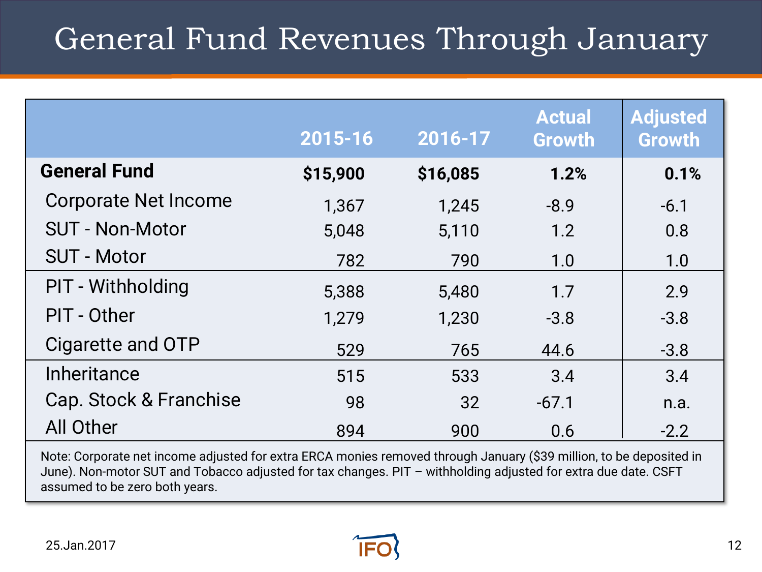# General Fund Revenues Through January

| | 2015-16 | 2016-17 | Actual Growth | Adjusted Growth |
|---|---|---|---|---|
| **General Fund** | **$15,900** | **$16,085** | **1.2%** | **0.1%** |
| Corporate Net Income | 1,367 | 1,245 | -8.9 | -6.1 |
| SUT - Non-Motor | 5,048 | 5,110 | 1.2 | 0.8 |
| SUT - Motor | 782 | 790 | 1.0 | 1.0 |
| PIT - Withholding | 5,388 | 5,480 | 1.7 | 2.9 |
| PIT - Other | 1,279 | 1,230 | -3.8 | -3.8 |
| Cigarette and OTP | 529 | 765 | 44.6 | -3.8 |
| Inheritance | 515 | 533 | 3.4 | 3.4 |
| Cap. Stock & Franchise | 98 | 32 | -67.1 | n.a. |
| All Other | 894 | 900 | 0.6 | -2.2 |

Note: Corporate net income adjusted for extra ERCA monies removed through January ($39 million, to be deposited in June). Non-motor SUT and Tobacco adjusted for tax changes. PIT – withholding adjusted for extra due date. CSFT assumed to be zero both years.

25.Jan.2017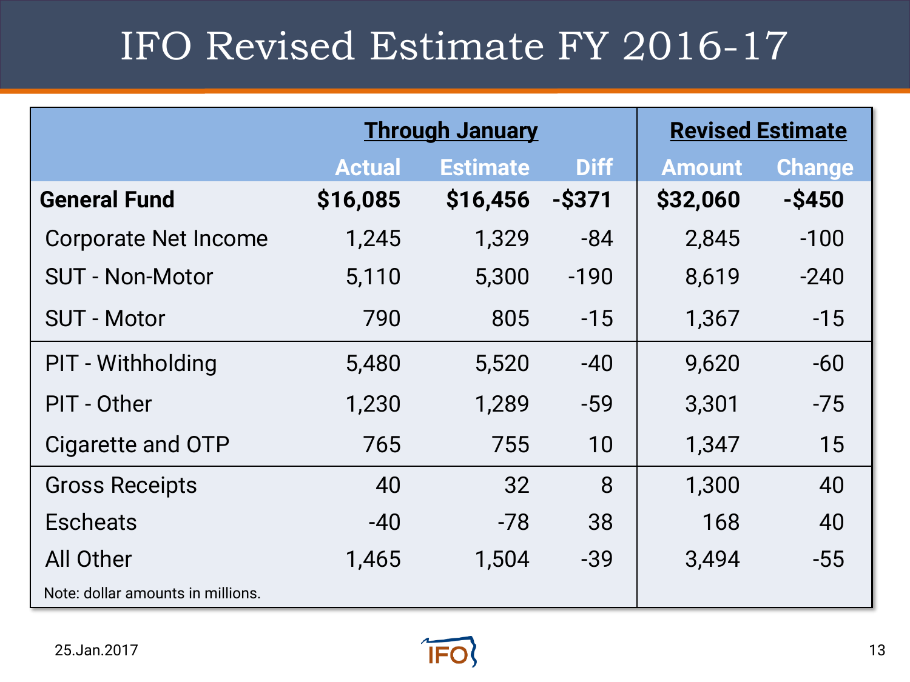# IFO Revised Estimate FY 2016-17

| | Through January | | | Revised Estimate | |
|---|---|---|---|---|---|
| | Actual | Estimate | Diff | Amount | Change |
| **General Fund** | **$16,085** | **$16,456** | **-$371** | **$32,060** | **-$450** |
| Corporate Net Income | 1,245 | 1,329 | -84 | 2,845 | -100 |
| SUT - Non-Motor | 5,110 | 5,300 | -190 | 8,619 | -240 |
| SUT - Motor | 790 | 805 | -15 | 1,367 | -15 |
| PIT - Withholding | 5,480 | 5,520 | -40 | 9,620 | -60 |
| PIT - Other | 1,230 | 1,289 | -59 | 3,301 | -75 |
| Cigarette and OTP | 765 | 755 | 10 | 1,347 | 15 |
| Gross Receipts | 40 | 32 | 8 | 1,300 | 40 |
| Escheats | -40 | -78 | 38 | 168 | 40 |
| All Other | 1,465 | 1,504 | -39 | 3,494 | -55 |

Note: dollar amounts in millions.

25.Jan.2017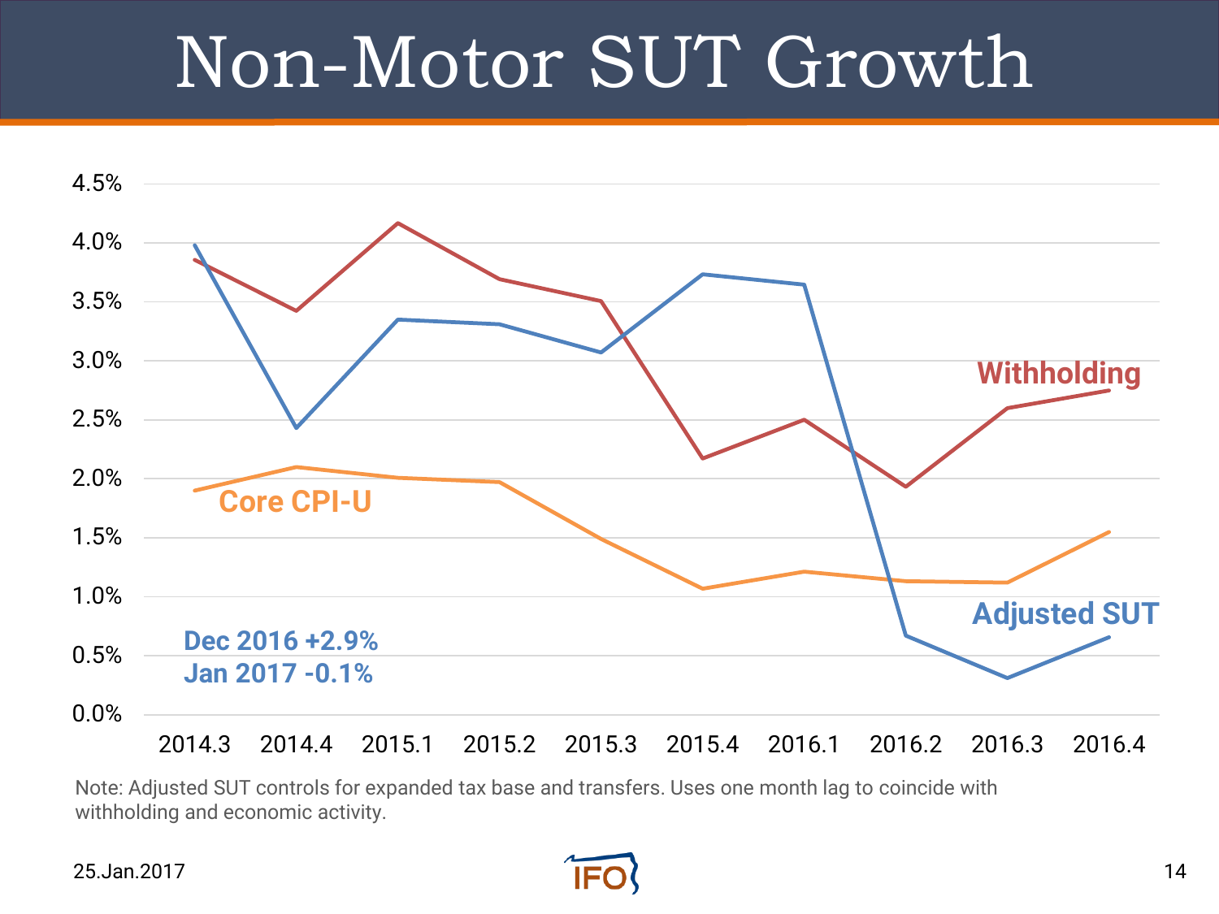# Non-Motor SUT Growth

Withholding

Core CPI-U

Adjusted SUT

Dec 2016 +2.9%
Jan 2017 -0.1%

4.5%, 4.0%, 3.5%, 3.0%, 2.5%, 2.0%, 1.5%, 1.0%, 0.5%, 0.0%

2014.3, 2014.4, 2015.1, 2015.2, 2015.3, 2015.4, 2016.1, 2016.2, 2016.3, 2016.4

Note: Adjusted SUT controls for expanded tax base and transfers. Uses one month lag to coincide with withholding and economic activity.

25.Jan.2017

IFO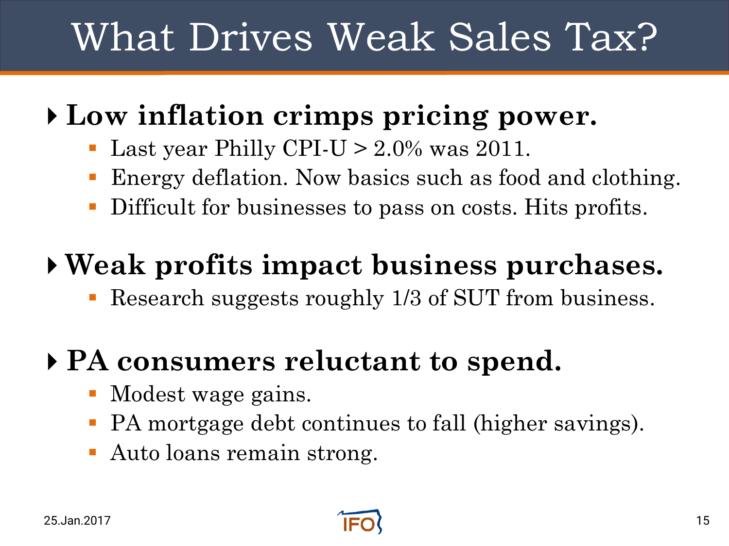# What Drives Weak Sales Tax?

- **Low inflation crimps pricing power.**
  - Last year Philly CPI-U > 2.0% was 2011.
  - Energy deflation. Now basics such as food and clothing.
  - Difficult for businesses to pass on costs. Hits profits.
- **Weak profits impact business purchases.**
  - Research suggests roughly 1/3 of SUT from business.
- **PA consumers reluctant to spend.**
  - Modest wage gains.
  - PA mortgage debt continues to fall (higher savings).
  - Auto loans remain strong.

25.Jan.2017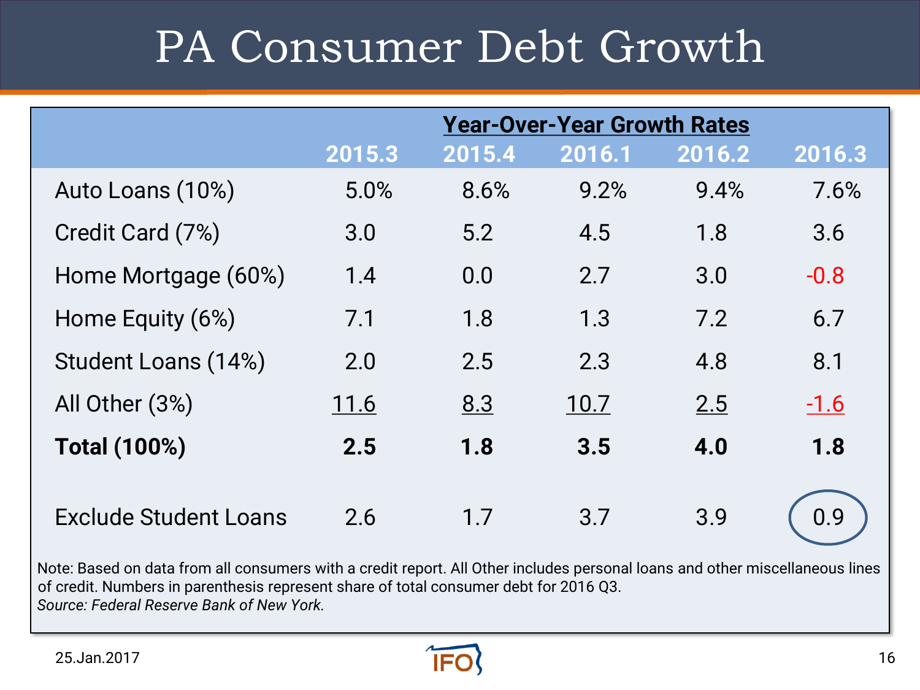# PA Consumer Debt Growth

| | Year-Over-Year Growth Rates | | | | |
|---|---|---|---|---|---|
| | 2015.3 | 2015.4 | 2016.1 | 2016.2 | 2016.3 |
| Auto Loans (10%) | 5.0% | 8.6% | 9.2% | 9.4% | 7.6% |
| Credit Card (7%) | 3.0 | 5.2 | 4.5 | 1.8 | 3.6 |
| Home Mortgage (60%) | 1.4 | 0.0 | 2.7 | 3.0 | -0.8 |
| Home Equity (6%) | 7.1 | 1.8 | 1.3 | 7.2 | 6.7 |
| Student Loans (14%) | 2.0 | 2.5 | 2.3 | 4.8 | 8.1 |
| All Other (3%) | 11.6 | 8.3 | 10.7 | 2.5 | -1.6 |
| **Total (100%)** | **2.5** | **1.8** | **3.5** | **4.0** | **1.8** |
| Exclude Student Loans | 2.6 | 1.7 | 3.7 | 3.9 | 0.9 |

Note: Based on data from all consumers with a credit report. All Other includes personal loans and other miscellaneous lines of credit. Numbers in parenthesis represent share of total consumer debt for 2016 Q3.

*Source: Federal Reserve Bank of New York.*

25.Jan.2017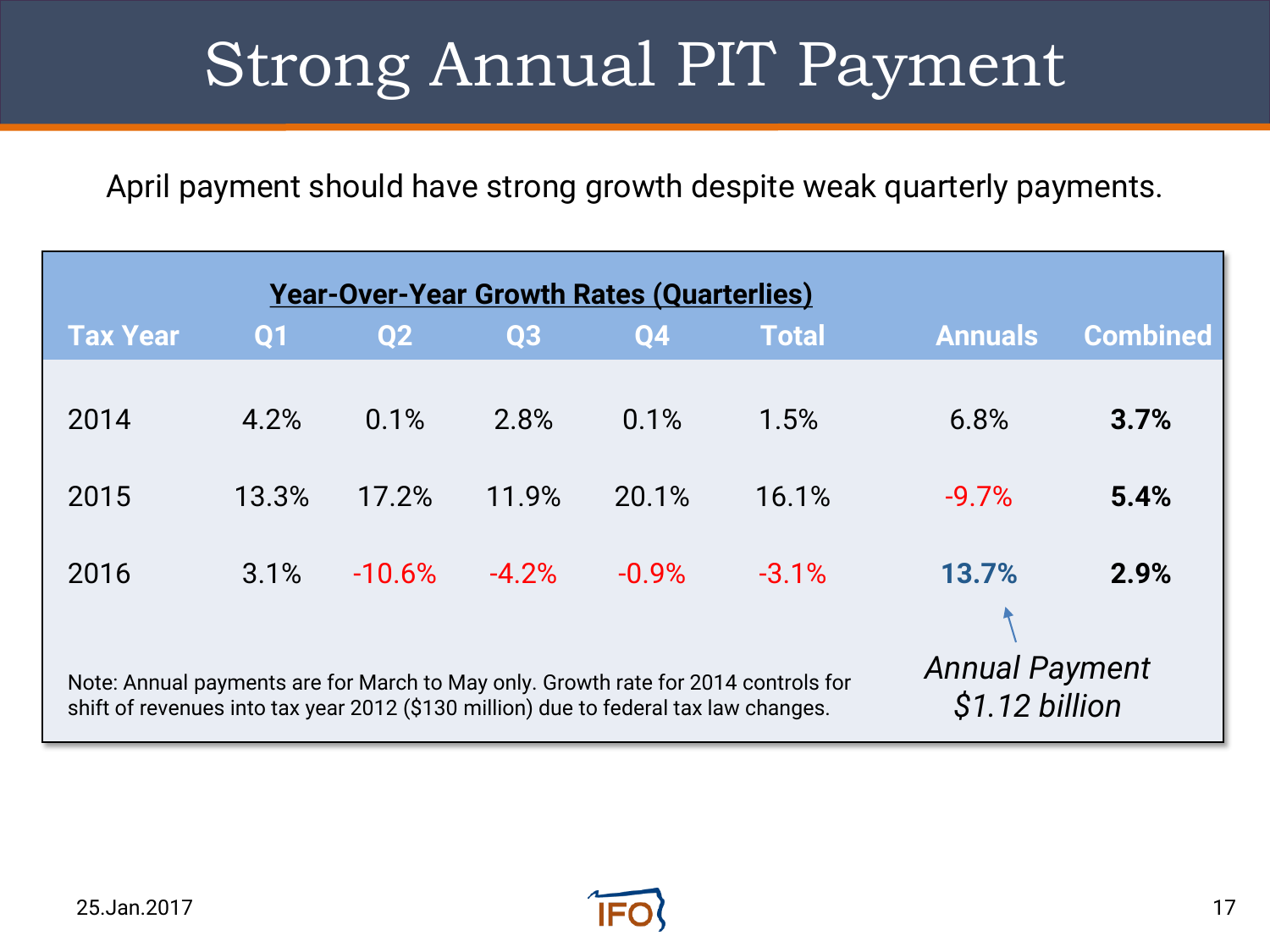# Strong Annual PIT Payment

April payment should have strong growth despite weak quarterly payments.

| | Year-Over-Year Growth Rates (Quarterlies) | | | | | | |
|---|---|---|---|---|---|---|---|
| **Tax Year** | **Q1** | **Q2** | **Q3** | **Q4** | **Total** | **Annuals** | **Combined** |
| 2014 | 4.2% | 0.1% | 2.8% | 0.1% | 1.5% | 6.8% | **3.7%** |
| 2015 | 13.3% | 17.2% | 11.9% | 20.1% | 16.1% | -9.7% | **5.4%** |
| 2016 | 3.1% | -10.6% | -4.2% | -0.9% | -3.1% | **13.7%** | **2.9%** |

Note: Annual payments are for March to May only. Growth rate for 2014 controls for shift of revenues into tax year 2012 ($130 million) due to federal tax law changes.

*Annual Payment $1.12 billion*

25.Jan.2017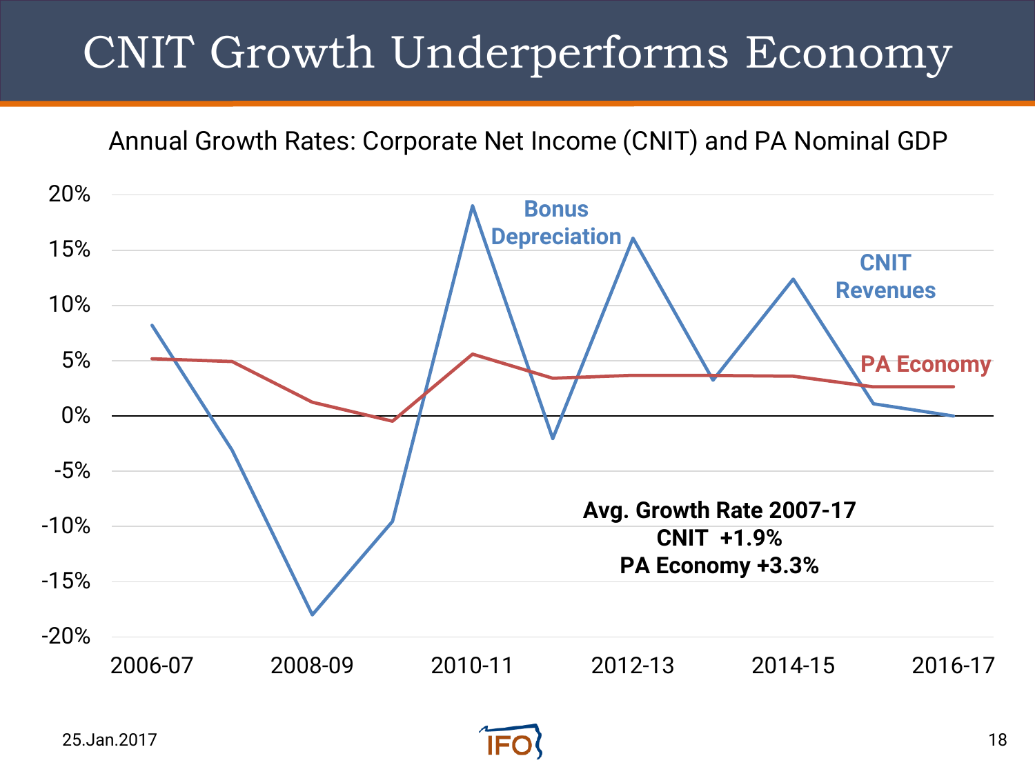# CNIT Growth Underperforms Economy

Annual Growth Rates: Corporate Net Income (CNIT) and PA Nominal GDP

Bonus Depreciation

CNIT Revenues

PA Economy

**Avg. Growth Rate 2007-17**
**CNIT +1.9%**
**PA Economy +3.3%**

20%
15%
10%
5%
0%
-5%
-10%
-15%
-20%

2006-07 2008-09 2010-11 2012-13 2014-15 2016-17

25.Jan.2017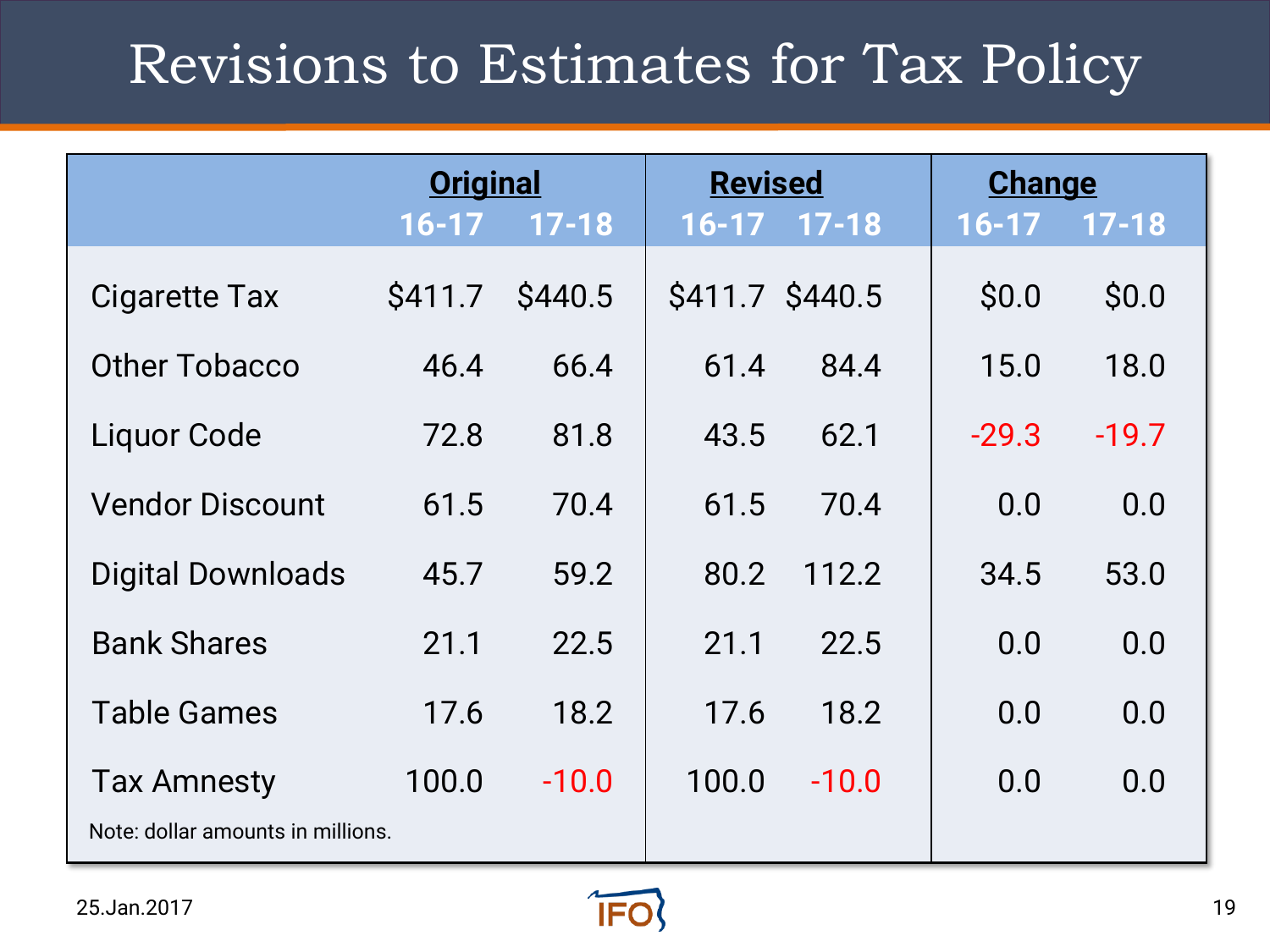# Revisions to Estimates for Tax Policy

| | Original | | Revised | | Change | |
|---|---|---|---|---|---|---|
| | 16-17 | 17-18 | 16-17 | 17-18 | 16-17 | 17-18 |
| Cigarette Tax | $411.7 | $440.5 | $411.7 | $440.5 | $0.0 | $0.0 |
| Other Tobacco | 46.4 | 66.4 | 61.4 | 84.4 | 15.0 | 18.0 |
| Liquor Code | 72.8 | 81.8 | 43.5 | 62.1 | -29.3 | -19.7 |
| Vendor Discount | 61.5 | 70.4 | 61.5 | 70.4 | 0.0 | 0.0 |
| Digital Downloads | 45.7 | 59.2 | 80.2 | 112.2 | 34.5 | 53.0 |
| Bank Shares | 21.1 | 22.5 | 21.1 | 22.5 | 0.0 | 0.0 |
| Table Games | 17.6 | 18.2 | 17.6 | 18.2 | 0.0 | 0.0 |
| Tax Amnesty | 100.0 | -10.0 | 100.0 | -10.0 | 0.0 | 0.0 |

Note: dollar amounts in millions.

25.Jan.2017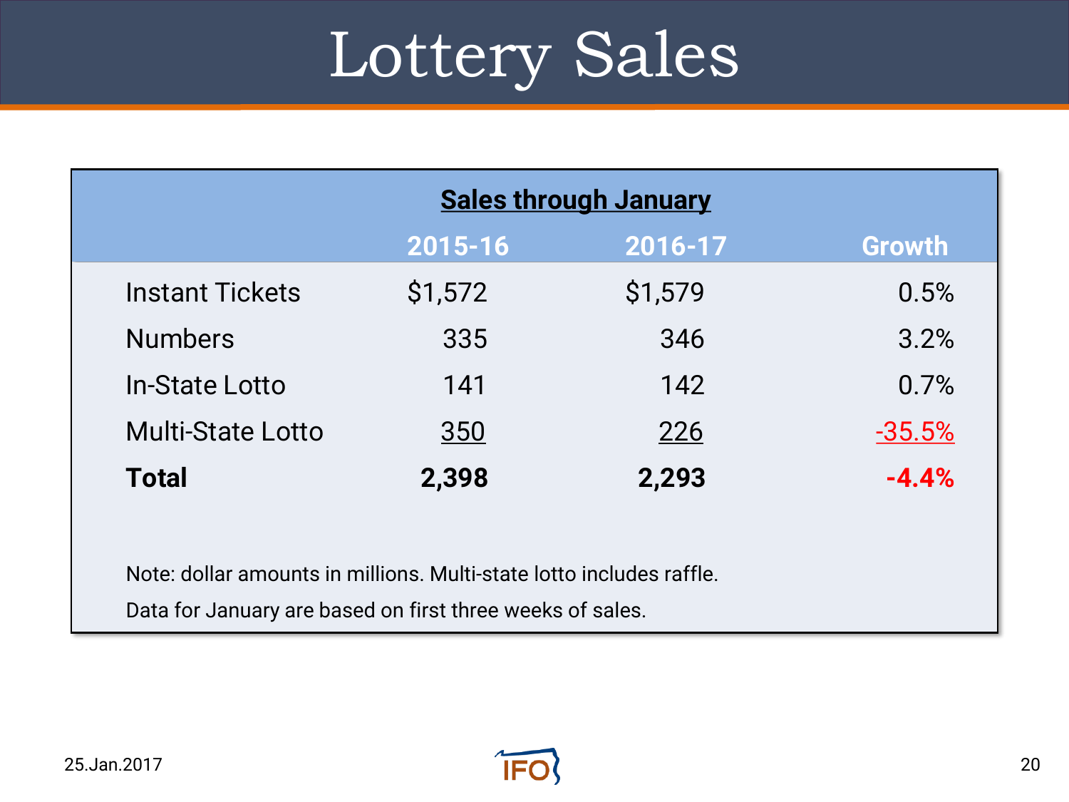# Lottery Sales

| | Sales through January | | |
|---|---|---|---|
| | 2015-16 | 2016-17 | Growth |
| Instant Tickets | $1,572 | $1,579 | 0.5% |
| Numbers | 335 | 346 | 3.2% |
| In-State Lotto | 141 | 142 | 0.7% |
| Multi-State Lotto | 350 | 226 | -35.5% |
| **Total** | **2,398** | **2,293** | **-4.4%** |

Note: dollar amounts in millions. Multi-state lotto includes raffle.

Data for January are based on first three weeks of sales.

25.Jan.2017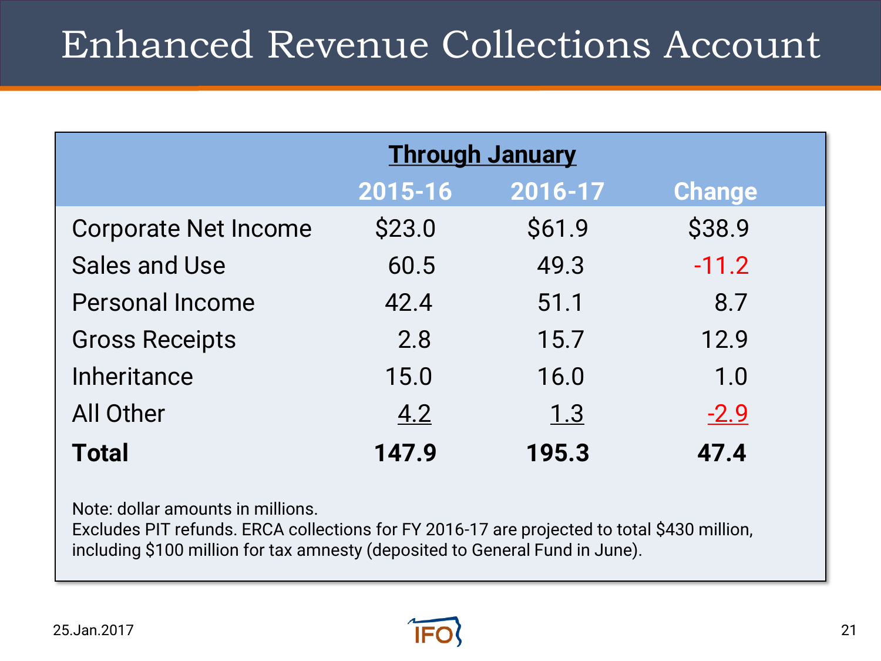# Enhanced Revenue Collections Account

| | Through January | | |
|---|---|---|---|
| | 2015-16 | 2016-17 | Change |
| Corporate Net Income | $23.0 | $61.9 | $38.9 |
| Sales and Use | 60.5 | 49.3 | -11.2 |
| Personal Income | 42.4 | 51.1 | 8.7 |
| Gross Receipts | 2.8 | 15.7 | 12.9 |
| Inheritance | 15.0 | 16.0 | 1.0 |
| All Other | 4.2 | 1.3 | -2.9 |
| **Total** | **147.9** | **195.3** | **47.4** |

Note: dollar amounts in millions.
Excludes PIT refunds. ERCA collections for FY 2016-17 are projected to total $430 million, including $100 million for tax amnesty (deposited to General Fund in June).

25.Jan.2017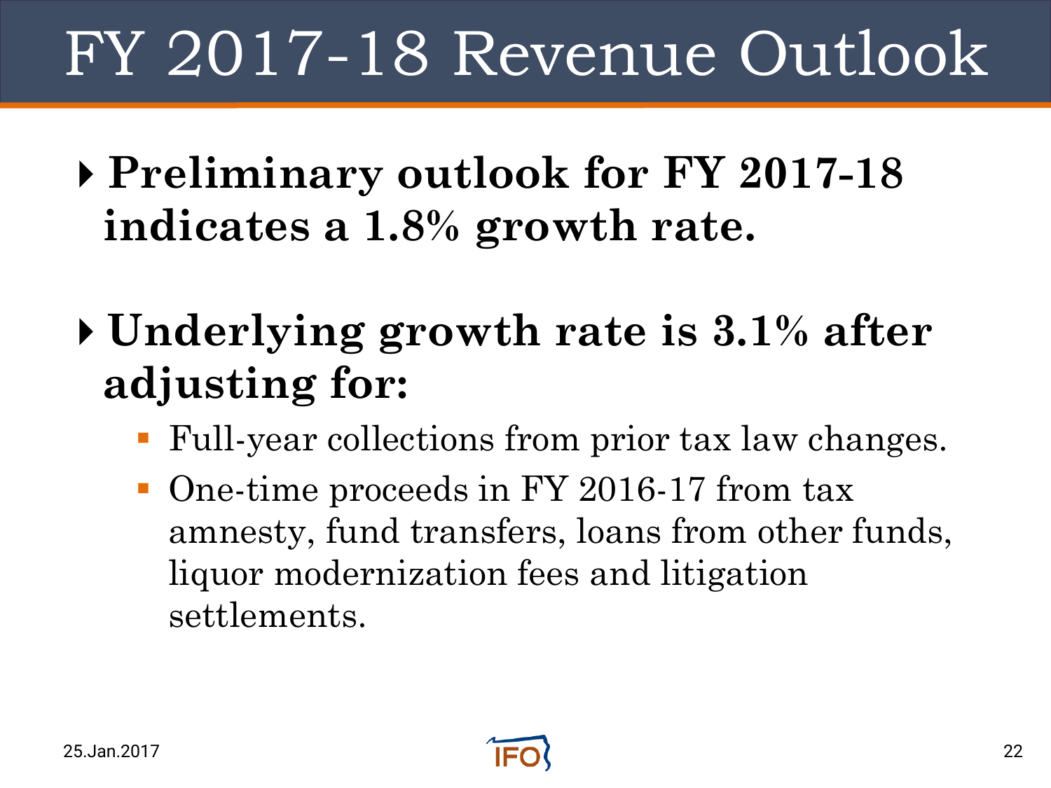# FY 2017-18 Revenue Outlook

- **Preliminary outlook for FY 2017-18 indicates a 1.8% growth rate.**
- **Underlying growth rate is 3.1% after adjusting for:**
  - Full-year collections from prior tax law changes.
  - One-time proceeds in FY 2016-17 from tax amnesty, fund transfers, loans from other funds, liquor modernization fees and litigation settlements.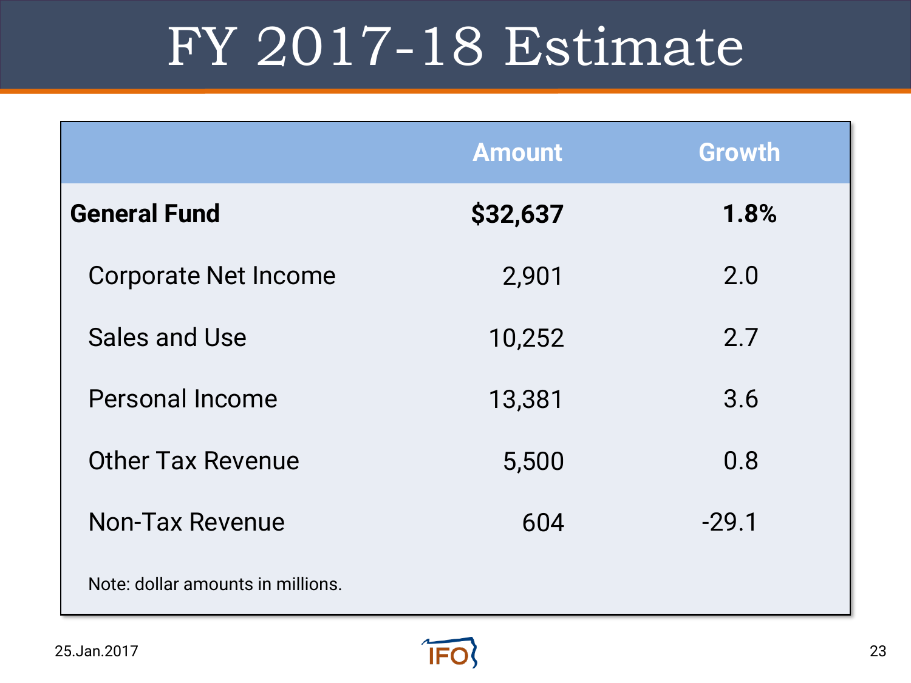# FY 2017-18 Estimate

| | Amount | Growth |
|---|---|---|
| **General Fund** | **$32,637** | **1.8%** |
| Corporate Net Income | 2,901 | 2.0 |
| Sales and Use | 10,252 | 2.7 |
| Personal Income | 13,381 | 3.6 |
| Other Tax Revenue | 5,500 | 0.8 |
| Non-Tax Revenue | 604 | -29.1 |

Note: dollar amounts in millions.

25.Jan.2017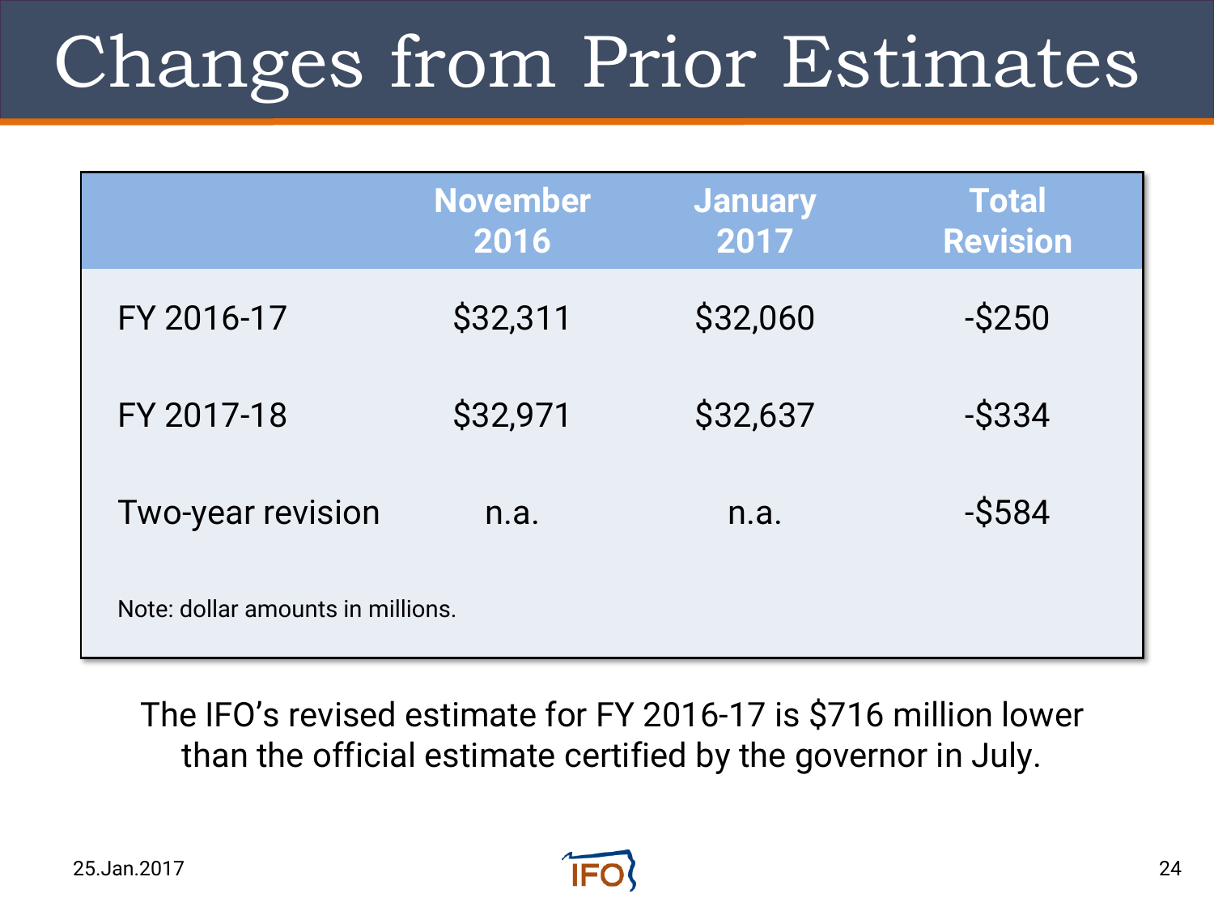# Changes from Prior Estimates

| | November 2016 | January 2017 | Total Revision |
|---|---|---|---|
| FY 2016-17 | $32,311 | $32,060 | -$250 |
| FY 2017-18 | $32,971 | $32,637 | -$334 |
| Two-year revision | n.a. | n.a. | -$584 |

Note: dollar amounts in millions.

The IFO's revised estimate for FY 2016-17 is $716 million lower than the official estimate certified by the governor in July.

25.Jan.2017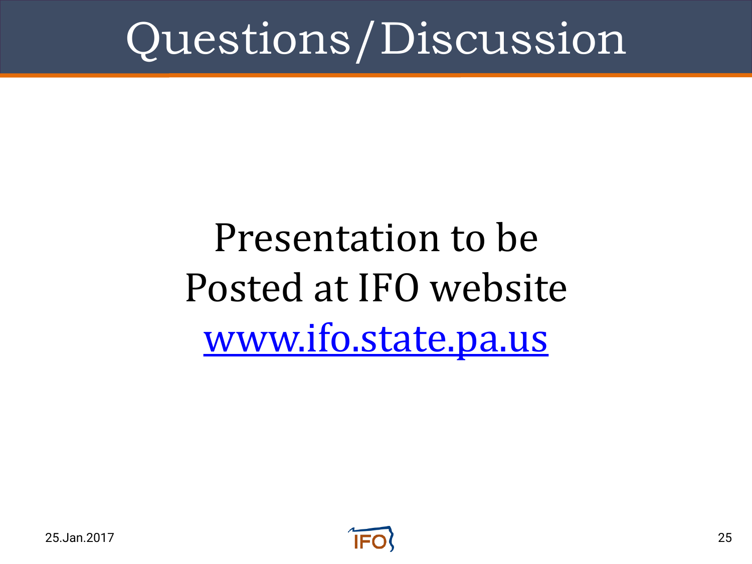# Questions/Discussion

Presentation to be
Posted at IFO website
[www.ifo.state.pa.us](http://www.ifo.state.pa.us)

25.Jan.2017